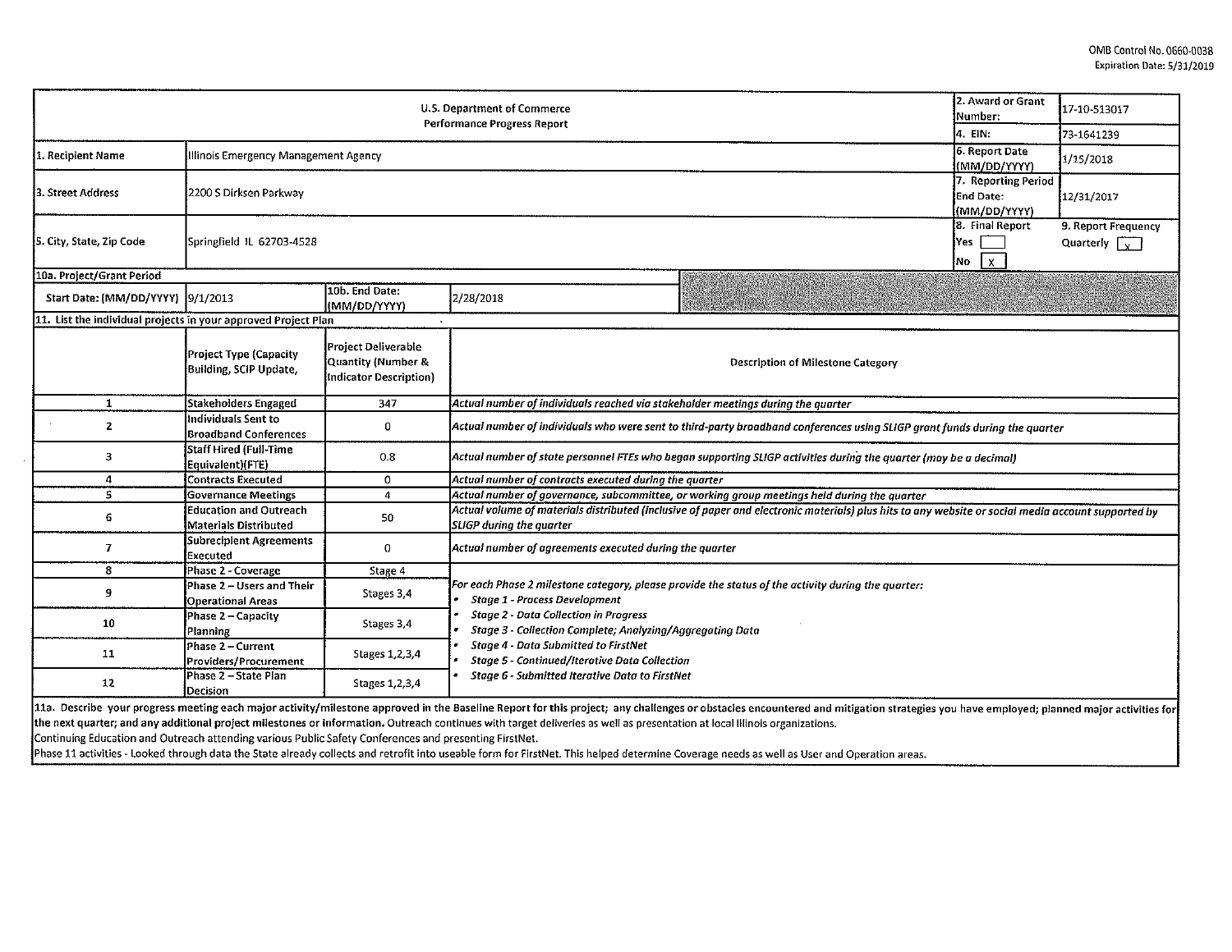OMB Control No. 0660-0038
Expiration Date: 5/31/2019

| U.S. Department of Commerce Performance Progress Report | | 2. Award or Grant Number: | 17-10-S13017 |
|---|---|---|---|
| | | 4. EIN: | 73-1641239 |
| 1. Recipient Name | Illinois Emergency Management Agency | 6. Report Date (MM/DD/YYYY) | 1/15/2018 |
| 3. Street Address | 2200 S Dirksen Parkway | 7. Reporting Period End Date: (MM/DD/YYYY) | 12/31/2017 |
| 5. City, State, Zip Code | Springfield IL 62703-4528 | 8. Final Report Yes [ ] No [X] | 9. Report Frequency Quarterly [X] |

| 10a. Project/Grant Period | | | |
|---|---|---|---|
| Start Date: (MM/DD/YYYY) | 9/1/2013 | 10b. End Date: (MM/DD/YYYY) | 2/28/2018 |

11. List the individual projects in your approved Project Plan

| | Project Type (Capacity Building, SCIP Update, | Project Deliverable Quantity (Number & Indicator Description) | Description of Milestone Category |
|---|---|---|---|
| 1 | Stakeholders Engaged | 347 | *Actual number of individuals reached via stakeholder meetings during the quarter* |
| 2 | Individuals Sent to Broadband Conferences | 0 | *Actual number of individuals who were sent to third-party broadband conferences using SLIGP grant funds during the quarter* |
| 3 | Staff Hired (Full-Time Equivalent)(FTE) | 0.8 | *Actual number of state personnel FTEs who began supporting SLIGP activities during the quarter (may be a decimal)* |
| 4 | Contracts Executed | 0 | *Actual number of contracts executed during the quarter* |
| 5 | Governance Meetings | 4 | *Actual number of governance, subcommittee, or working group meetings held during the quarter* |
| 6 | Education and Outreach Materials Distributed | 50 | *Actual volume of materials distributed (inclusive of paper and electronic materials) plus hits to any website or social media account supported by SLIGP during the quarter* |
| 7 | Subrecipient Agreements Executed | 0 | *Actual number of agreements executed during the quarter* |
| 8 | Phase 2 - Coverage | Stage 4 | *For each Phase 2 milestone category, please provide the status of the activity during the quarter:* <br>• *Stage 1 - Process Development* <br>• *Stage 2 - Data Collection in Progress* <br>• *Stage 3 - Collection Complete; Analyzing/Aggregating Data* <br>• *Stage 4 - Data Submitted to FirstNet* <br>• *Stage 5 - Continued/Iterative Data Collection* <br>• *Stage 6 - Submitted Iterative Data to FirstNet* |
| 9 | Phase 2 – Users and Their Operational Areas | Stages 3,4 | |
| 10 | Phase 2 – Capacity Planning | Stages 3,4 | |
| 11 | Phase 2 – Current Providers/Procurement | Stages 1,2,3,4 | |
| 12 | Phase 2 – State Plan Decision | Stages 1,2,3,4 | |

**11a. Describe your progress meeting each major activity/milestone approved in the Baseline Report for this project; any challenges or obstacles encountered and mitigation strategies you have employed; planned major activities for the next quarter; and any additional project milestones or information.** Outreach continues with target deliveries as well as presentation at local Illinois organizations.
Continuing Education and Outreach attending various Public Safety Conferences and presenting FirstNet.
Phase 11 activities - Looked through data the State already collects and retrofit into useable form for FirstNet. This helped determine Coverage needs as well as User and Operation areas.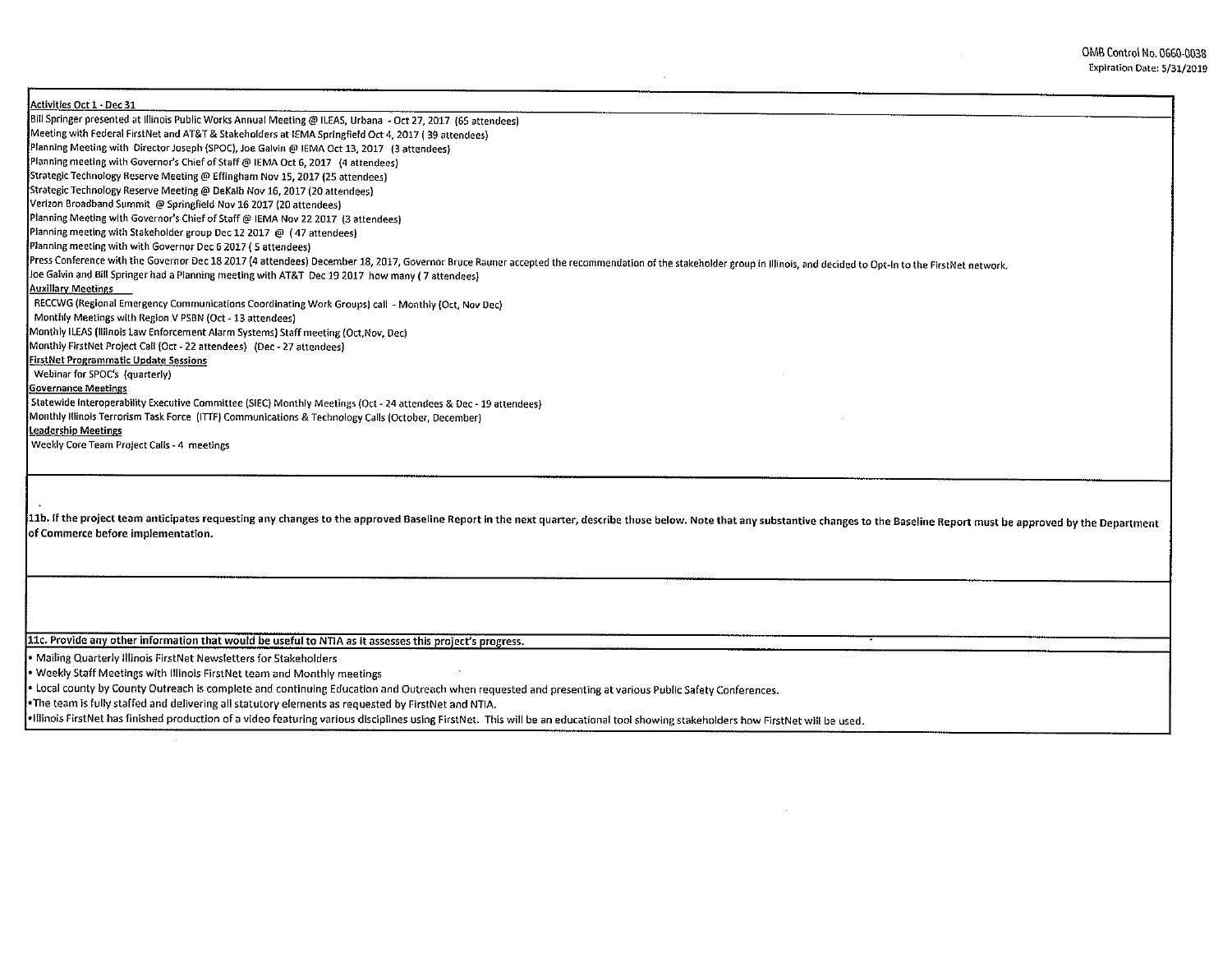**Activities Oct 1 - Dec 31**

Bill Springer presented at Illinois Public Works Annual Meeting @ ILEAS, Urbana - Oct 27, 2017 (65 attendees)
Meeting with Federal FirstNet and AT&T & Stakeholders at IEMA Springfield Oct 4, 2017 ( 39 attendees)
Planning Meeting with Director Joseph (SPOC), Joe Galvin @ IEMA Oct 13, 2017 (3 attendees)
Planning meeting with Governor's Chief of Staff @ IEMA Oct 6, 2017 (4 attendees)
Strategic Technology Reserve Meeting @ Effingham Nov 15, 2017 (25 attendees)
Strategic Technology Reserve Meeting @ DeKalb Nov 16, 2017 (20 attendees)
Verizon Broadband Summit @ Springfield Nov 16 2017 (20 attendees)
Planning Meeting with Governor's Chief of Staff @ IEMA Nov 22 2017 (3 attendees)
Planning meeting with Stakeholder group Dec 12 2017 @ ( 47 attendees)
Planning meeting with with Governor Dec 6 2017 ( 5 attendees)
Press Conference with the Governor Dec 18 2017 (4 attendees) December 18, 2017, Governor Bruce Rauner accepted the recommendation of the stakeholder group in Illinois, and decided to Opt-In to the FirstNet network.
Joe Galvin and Bill Springer had a Planning meeting with AT&T Dec 19 2017 how many ( 7 attendees)

**Auxillary Meetings**

RECCWG (Regional Emergency Communications Coordinating Work Groups) call - Monthly (Oct, Nov Dec)
Monthly Meetings with Region V PSBN (Oct - 13 attendees)
Monthly ILEAS (Illinois Law Enforcement Alarm Systems) Staff meeting (Oct,Nov, Dec)
Monthly FirstNet Project Call (Oct - 22 attendees) (Dec - 27 attendees)

**FirstNet Programmatic Update Sessions**

Webinar for SPOC's (quarterly)

**Governance Meetings**

Statewide Interoperability Executive Committee (SIEC) Monthly Meetings (Oct - 24 attendees & Dec - 19 attendees)
Monthly Illinois Terrorism Task Force (ITTF) Communications & Technology Calls (October, December)

**Leadership Meetings**

Weekly Core Team Project Calls - 4 meetings

**11b. If the project team anticipates requesting any changes to the approved Baseline Report in the next quarter, describe those below. Note that any substantive changes to the Baseline Report must be approved by the Department of Commerce before implementation.**

**11c. Provide any other information that would be useful to NTIA as it assesses this project's progress.**

- Mailing Quarterly Illinois FirstNet Newsletters for Stakeholders
- Weekly Staff Meetings with Illinois FirstNet team and Monthly meetings
- Local county by County Outreach is complete and continuing Education and Outreach when requested and presenting at various Public Safety Conferences.
- The team is fully staffed and delivering all statutory elements as requested by FirstNet and NTIA.
- Illinois FirstNet has finished production of a video featuring various disciplines using FirstNet. This will be an educational tool showing stakeholders how FirstNet will be used.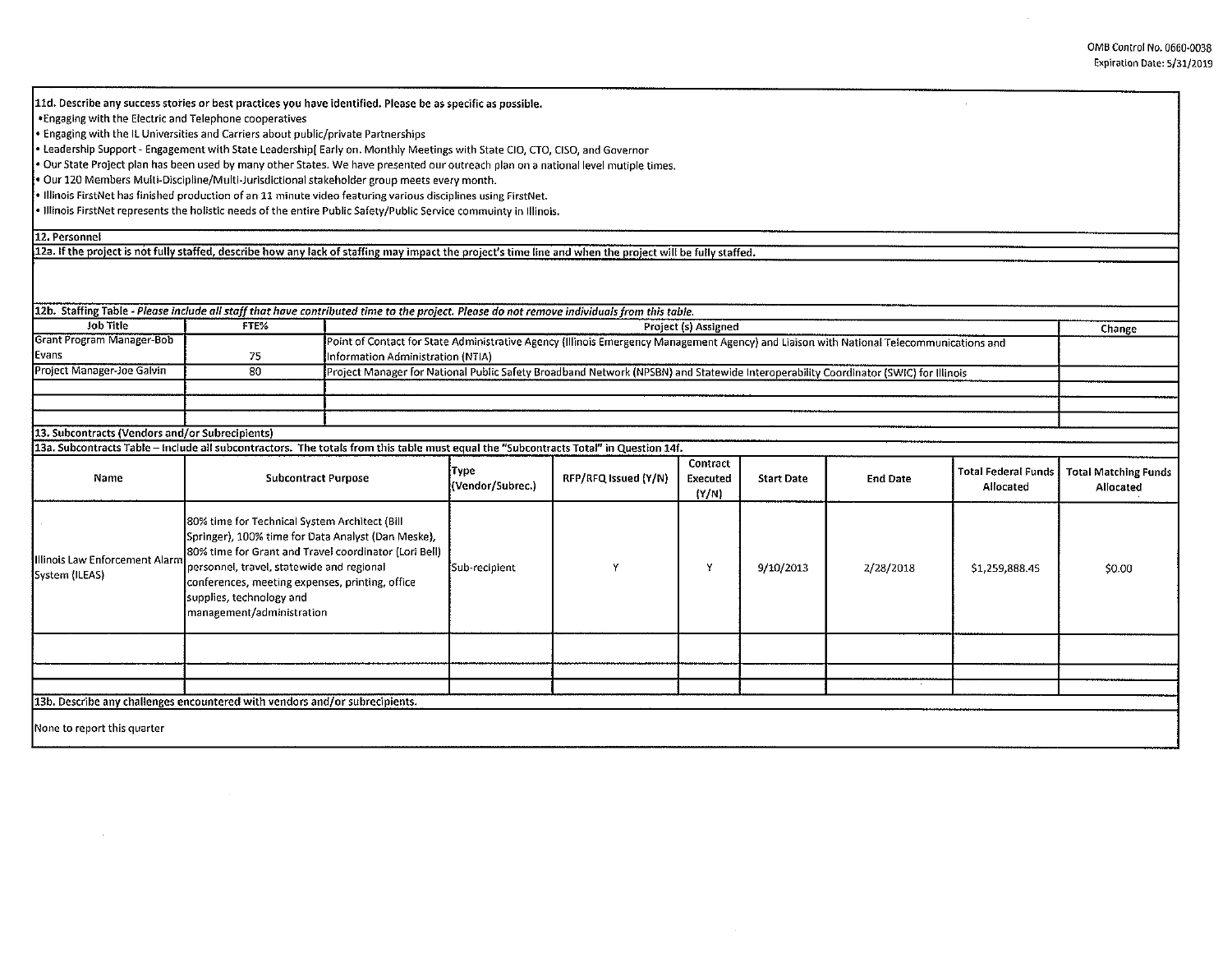11d. Describe any success stories or best practices you have identified. Please be as specific as possible.

- Engaging with the Electric and Telephone cooperatives
- Engaging with the IL Universities and Carriers about public/private Partnerships
- Leadership Support - Engagement with State Leadership[ Early on. Monthly Meetings with State CIO, CTO, CISO, and Governor
- Our State Project plan has been used by many other States. We have presented our outreach plan on a national level mutiple times.
- Our 120 Members Multi-Discipline/Multi-Jurisdictional stakeholder group meets every month.
- Illinois FirstNet has finished production of an 11 minute video featuring various disciplines using FirstNet.
- Illinois FirstNet represents the holistic needs of the entire Public Safety/Public Service community in Illinois.

## 12. Personnel

12a. If the project is not fully staffed, describe how any lack of staffing may impact the project's time line and when the project will be fully staffed.

12b. Staffing Table - *Please include all staff that have contributed time to the project. Please do not remove individuals from this table.*

| Job Title | FTE% | Project (s) Assigned | Change |
|---|---|---|---|
| Grant Program Manager-Bob Evans | 75 | Point of Contact for State Administrative Agency (Illinois Emergency Management Agency) and Liaison with National Telecommunications and Information Administration (NTIA) | |
| Project Manager-Joe Galvin | 80 | Project Manager for National Public Safety Broadband Network (NPSBN) and Statewide Interoperability Coordinator (SWIC) for Illinois | |
| | | | |
| | | | |
| | | | |

## 13. Subcontracts (Vendors and/or Subrecipients)

13a. Subcontracts Table – Include all subcontractors. The totals from this table must equal the "Subcontracts Total" in Question 14f.

| Name | Subcontract Purpose | Type (Vendor/Subrec.) | RFP/RFQ Issued (Y/N) | Contract Executed (Y/N) | Start Date | End Date | Total Federal Funds Allocated | Total Matching Funds Allocated |
|---|---|---|---|---|---|---|---|---|
| Illinois Law Enforcement Alarm System (ILEAS) | 80% time for Technical System Architect (Bill Springer), 100% time for Data Analyst (Dan Meske), 80% time for Grant and Travel coordinator (Lori Bell) personnel, travel, statewide and regional conferences, meeting expenses, printing, office supplies, technology and management/administration | Sub-recipient | Y | Y | 9/10/2013 | 2/28/2018 | $1,259,888.45 | $0.00 |
| | | | | | | | | |
| | | | | | | | | |
| | | | | | | | | |

13b. Describe any challenges encountered with vendors and/or subrecipients.

None to report this quarter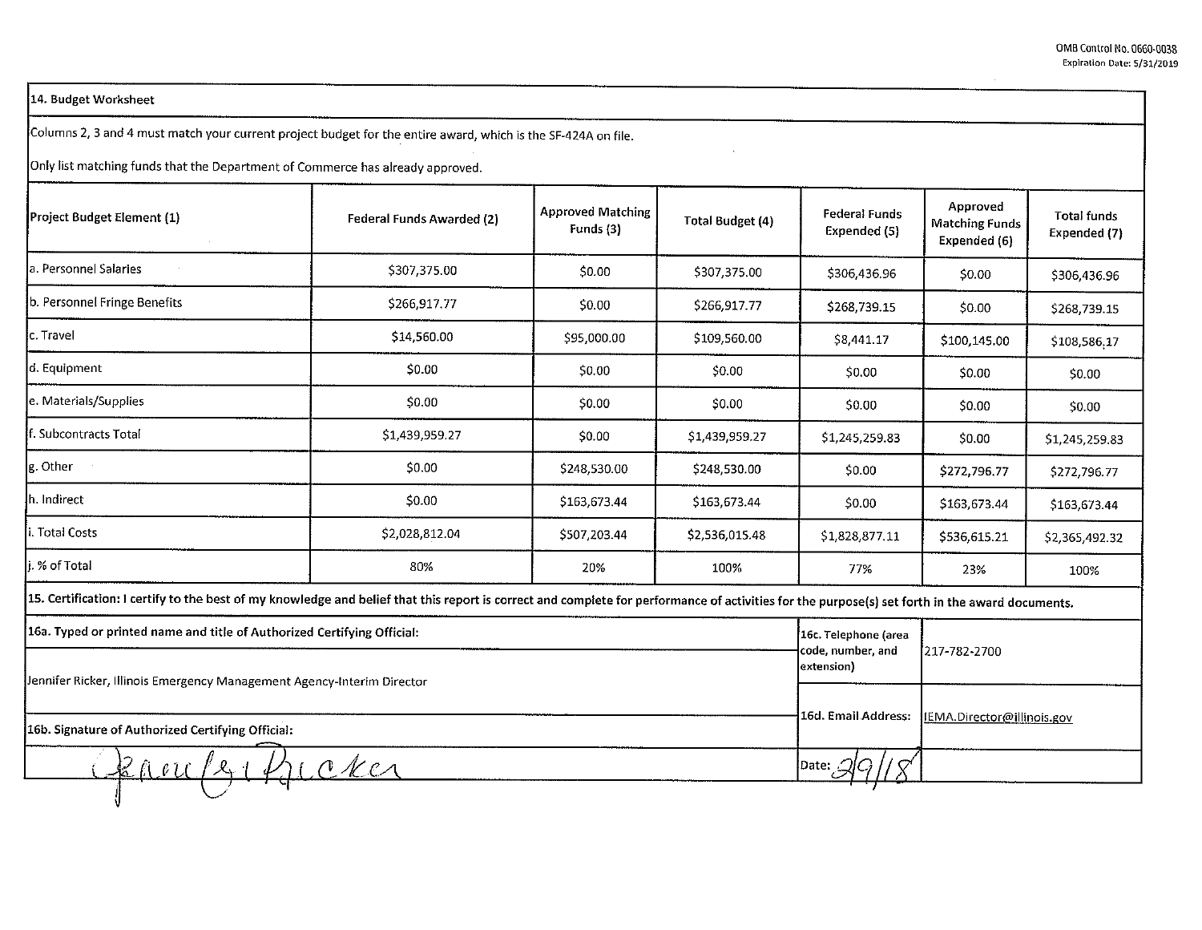OMB Control No. 0660-0038
Expiration Date: 5/31/2019

## 14. Budget Worksheet

Columns 2, 3 and 4 must match your current project budget for the entire award, which is the SF-424A on file.

Only list matching funds that the Department of Commerce has already approved.

| Project Budget Element (1) | Federal Funds Awarded (2) | Approved Matching Funds (3) | Total Budget (4) | Federal Funds Expended (5) | Approved Matching Funds Expended (6) | Total funds Expended (7) |
|---|---|---|---|---|---|---|
| a. Personnel Salaries | $307,375.00 | $0.00 | $307,375.00 | $306,436.96 | $0.00 | $306,436.96 |
| b. Personnel Fringe Benefits | $266,917.77 | $0.00 | $266,917.77 | $268,739.15 | $0.00 | $268,739.15 |
| c. Travel | $14,560.00 | $95,000.00 | $109,560.00 | $8,441.17 | $100,145.00 | $108,586.17 |
| d. Equipment | $0.00 | $0.00 | $0.00 | $0.00 | $0.00 | $0.00 |
| e. Materials/Supplies | $0.00 | $0.00 | $0.00 | $0.00 | $0.00 | $0.00 |
| f. Subcontracts Total | $1,439,959.27 | $0.00 | $1,439,959.27 | $1,245,259.83 | $0.00 | $1,245,259.83 |
| g. Other | $0.00 | $248,530.00 | $248,530.00 | $0.00 | $272,796.77 | $272,796.77 |
| h. Indirect | $0.00 | $163,673.44 | $163,673.44 | $0.00 | $163,673.44 | $163,673.44 |
| i. Total Costs | $2,028,812.04 | $507,203.44 | $2,536,015.48 | $1,828,877.11 | $536,615.21 | $2,365,492.32 |
| j. % of Total | 80% | 20% | 100% | 77% | 23% | 100% |

**15. Certification: I certify to the best of my knowledge and belief that this report is correct and complete for performance of activities for the purpose(s) set forth in the award documents.**

| | | |
|---|---|---|
| **16a. Typed or printed name and title of Authorized Certifying Official:** Jennifer Ricker, Illinois Emergency Management Agency-Interim Director | 16c. Telephone (area code, number, and extension) | 217-782-2700 |
| **16b. Signature of Authorized Certifying Official:** Jennifer Ricker | 16d. Email Address: | IEMA.Director@illinois.gov |
| | Date: 2/9/18 | |